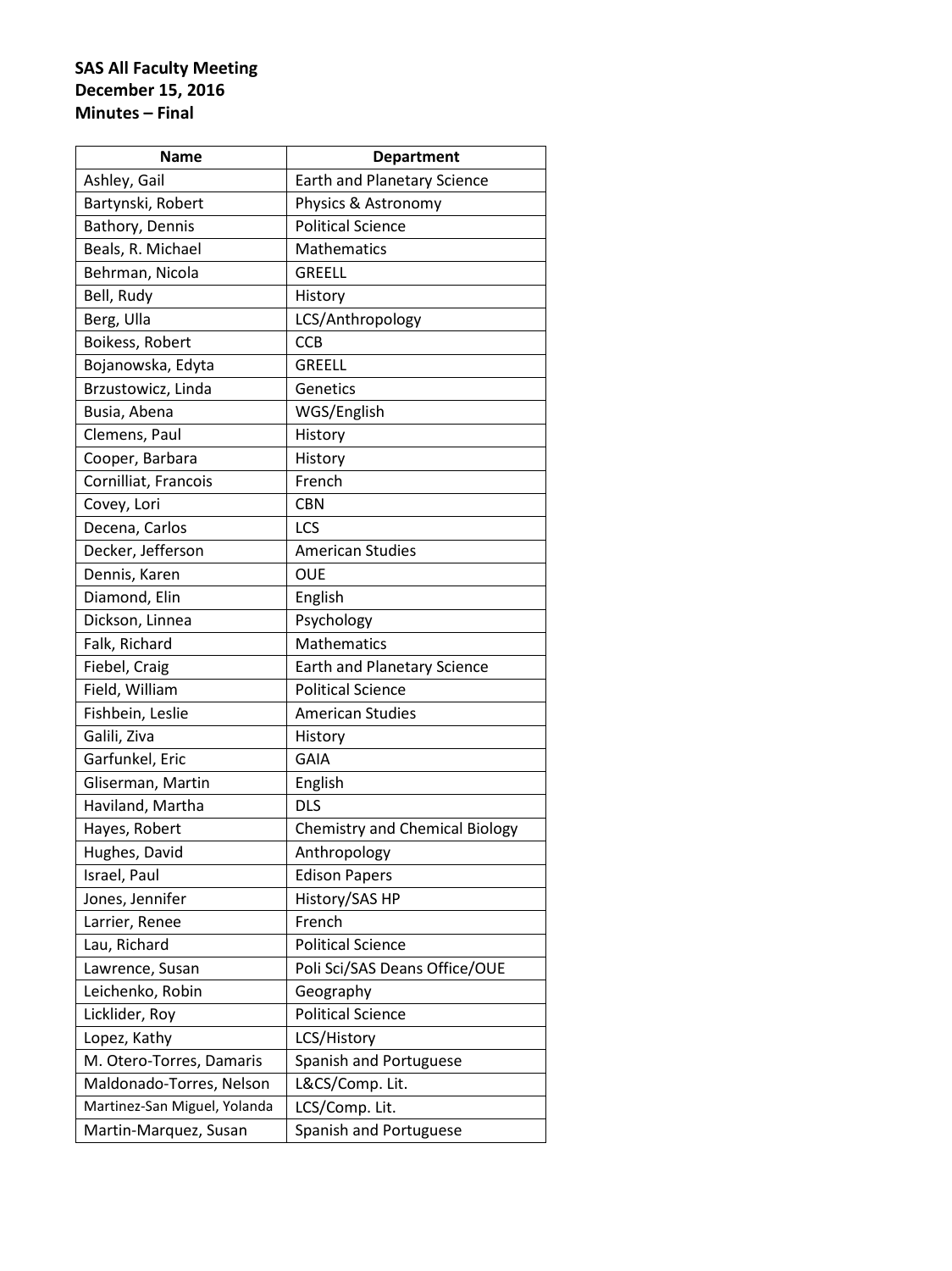**SAS All Faculty Meeting**
**December 15, 2016**
**Minutes – Final**

| Name | Department |
|---|---|
| Ashley, Gail | Earth and Planetary Science |
| Bartynski, Robert | Physics & Astronomy |
| Bathory, Dennis | Political Science |
| Beals, R. Michael | Mathematics |
| Behrman, Nicola | GREELL |
| Bell, Rudy | History |
| Berg, Ulla | LCS/Anthropology |
| Boikess, Robert | CCB |
| Bojanowska, Edyta | GREELL |
| Brzustowicz, Linda | Genetics |
| Busia, Abena | WGS/English |
| Clemens, Paul | History |
| Cooper, Barbara | History |
| Cornilliat, Francois | French |
| Covey, Lori | CBN |
| Decena, Carlos | LCS |
| Decker, Jefferson | American Studies |
| Dennis, Karen | OUE |
| Diamond, Elin | English |
| Dickson, Linnea | Psychology |
| Falk, Richard | Mathematics |
| Fiebel, Craig | Earth and Planetary Science |
| Field, William | Political Science |
| Fishbein, Leslie | American Studies |
| Galili, Ziva | History |
| Garfunkel, Eric | GAIA |
| Gliserman, Martin | English |
| Haviland, Martha | DLS |
| Hayes, Robert | Chemistry and Chemical Biology |
| Hughes, David | Anthropology |
| Israel, Paul | Edison Papers |
| Jones, Jennifer | History/SAS HP |
| Larrier, Renee | French |
| Lau, Richard | Political Science |
| Lawrence, Susan | Poli Sci/SAS Deans Office/OUE |
| Leichenko, Robin | Geography |
| Licklider, Roy | Political Science |
| Lopez, Kathy | LCS/History |
| M. Otero-Torres, Damaris | Spanish and Portuguese |
| Maldonado-Torres, Nelson | L&CS/Comp. Lit. |
| Martinez-San Miguel, Yolanda | LCS/Comp. Lit. |
| Martin-Marquez, Susan | Spanish and Portuguese |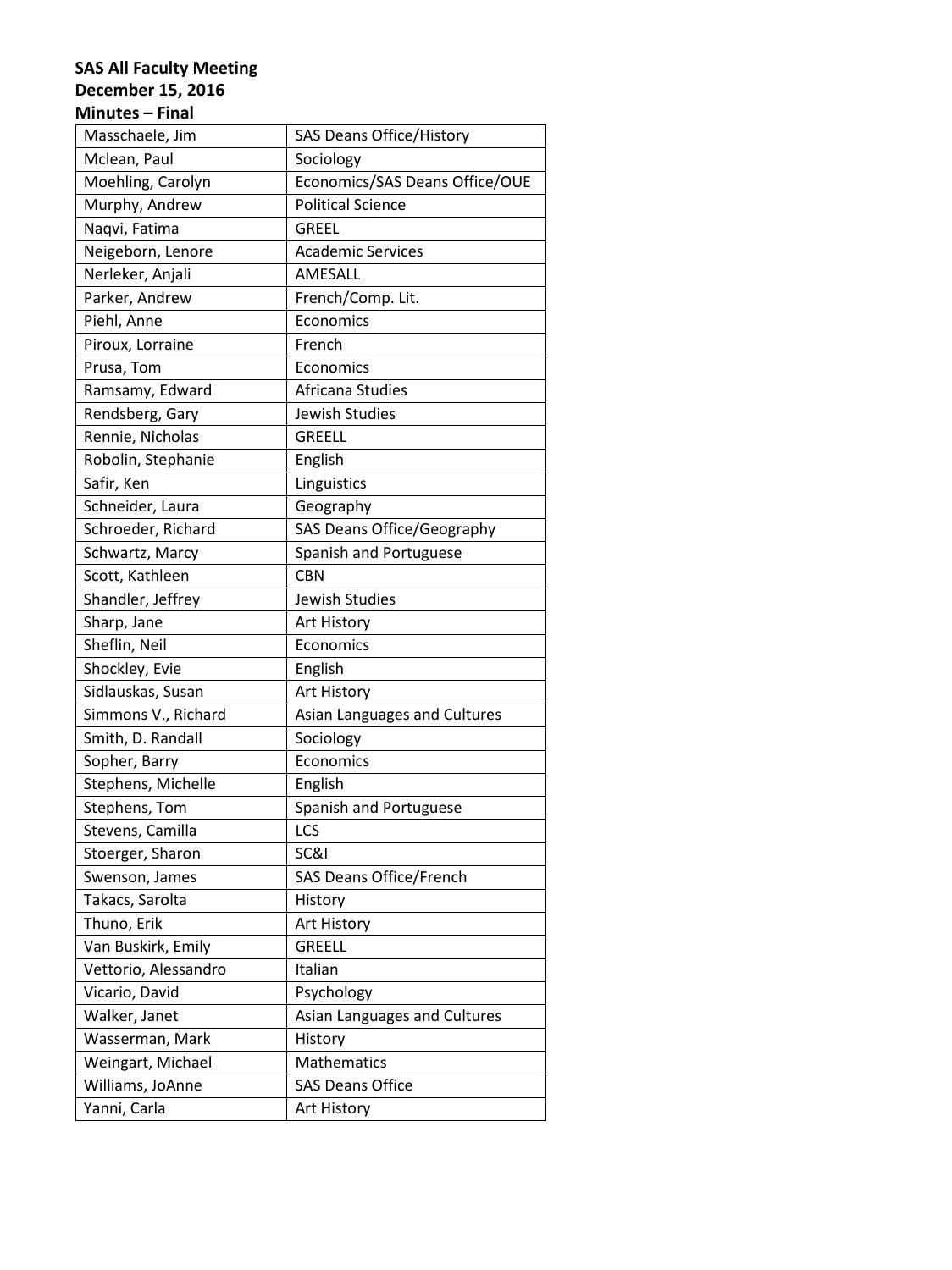**SAS All Faculty Meeting**
**December 15, 2016**
**Minutes – Final**

| | |
|---|---|
| Masschaele, Jim | SAS Deans Office/History |
| Mclean, Paul | Sociology |
| Moehling, Carolyn | Economics/SAS Deans Office/OUE |
| Murphy, Andrew | Political Science |
| Naqvi, Fatima | GREEL |
| Neigeborn, Lenore | Academic Services |
| Nerleker, Anjali | AMESALL |
| Parker, Andrew | French/Comp. Lit. |
| Piehl, Anne | Economics |
| Piroux, Lorraine | French |
| Prusa, Tom | Economics |
| Ramsamy, Edward | Africana Studies |
| Rendsberg, Gary | Jewish Studies |
| Rennie, Nicholas | GREELL |
| Robolin, Stephanie | English |
| Safir, Ken | Linguistics |
| Schneider, Laura | Geography |
| Schroeder, Richard | SAS Deans Office/Geography |
| Schwartz, Marcy | Spanish and Portuguese |
| Scott, Kathleen | CBN |
| Shandler, Jeffrey | Jewish Studies |
| Sharp, Jane | Art History |
| Sheflin, Neil | Economics |
| Shockley, Evie | English |
| Sidlauskas, Susan | Art History |
| Simmons V., Richard | Asian Languages and Cultures |
| Smith, D. Randall | Sociology |
| Sopher, Barry | Economics |
| Stephens, Michelle | English |
| Stephens, Tom | Spanish and Portuguese |
| Stevens, Camilla | LCS |
| Stoerger, Sharon | SC&I |
| Swenson, James | SAS Deans Office/French |
| Takacs, Sarolta | History |
| Thuno, Erik | Art History |
| Van Buskirk, Emily | GREELL |
| Vettorio, Alessandro | Italian |
| Vicario, David | Psychology |
| Walker, Janet | Asian Languages and Cultures |
| Wasserman, Mark | History |
| Weingart, Michael | Mathematics |
| Williams, JoAnne | SAS Deans Office |
| Yanni, Carla | Art History |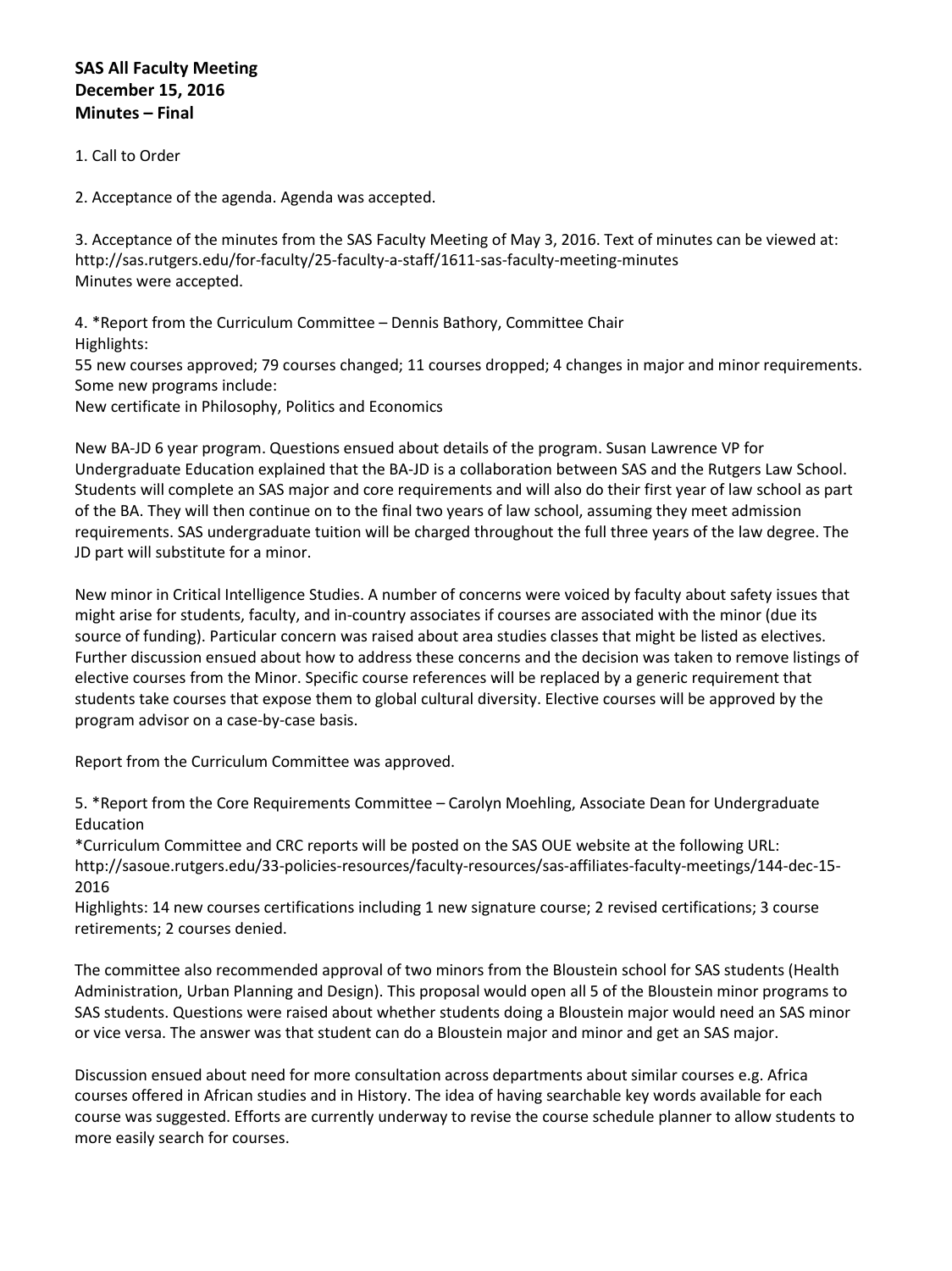**SAS All Faculty Meeting**
**December 15, 2016**
**Minutes – Final**

1. Call to Order

2. Acceptance of the agenda. Agenda was accepted.

3. Acceptance of the minutes from the SAS Faculty Meeting of May 3, 2016. Text of minutes can be viewed at: http://sas.rutgers.edu/for-faculty/25-faculty-a-staff/1611-sas-faculty-meeting-minutes
Minutes were accepted.

4. *Report from the Curriculum Committee – Dennis Bathory, Committee Chair
Highlights:
55 new courses approved; 79 courses changed; 11 courses dropped; 4 changes in major and minor requirements.
Some new programs include:
New certificate in Philosophy, Politics and Economics

New BA-JD 6 year program. Questions ensued about details of the program. Susan Lawrence VP for Undergraduate Education explained that the BA-JD is a collaboration between SAS and the Rutgers Law School. Students will complete an SAS major and core requirements and will also do their first year of law school as part of the BA. They will then continue on to the final two years of law school, assuming they meet admission requirements. SAS undergraduate tuition will be charged throughout the full three years of the law degree. The JD part will substitute for a minor.

New minor in Critical Intelligence Studies. A number of concerns were voiced by faculty about safety issues that might arise for students, faculty, and in-country associates if courses are associated with the minor (due its source of funding). Particular concern was raised about area studies classes that might be listed as electives. Further discussion ensued about how to address these concerns and the decision was taken to remove listings of elective courses from the Minor. Specific course references will be replaced by a generic requirement that students take courses that expose them to global cultural diversity. Elective courses will be approved by the program advisor on a case-by-case basis.

Report from the Curriculum Committee was approved.

5. *Report from the Core Requirements Committee – Carolyn Moehling, Associate Dean for Undergraduate Education
*Curriculum Committee and CRC reports will be posted on the SAS OUE website at the following URL: http://sasoue.rutgers.edu/33-policies-resources/faculty-resources/sas-affiliates-faculty-meetings/144-dec-15-2016
Highlights: 14 new courses certifications including 1 new signature course; 2 revised certifications; 3 course retirements; 2 courses denied.

The committee also recommended approval of two minors from the Bloustein school for SAS students (Health Administration, Urban Planning and Design). This proposal would open all 5 of the Bloustein minor programs to SAS students. Questions were raised about whether students doing a Bloustein major would need an SAS minor or vice versa. The answer was that student can do a Bloustein major and minor and get an SAS major.

Discussion ensued about need for more consultation across departments about similar courses e.g. Africa courses offered in African studies and in History. The idea of having searchable key words available for each course was suggested. Efforts are currently underway to revise the course schedule planner to allow students to more easily search for courses.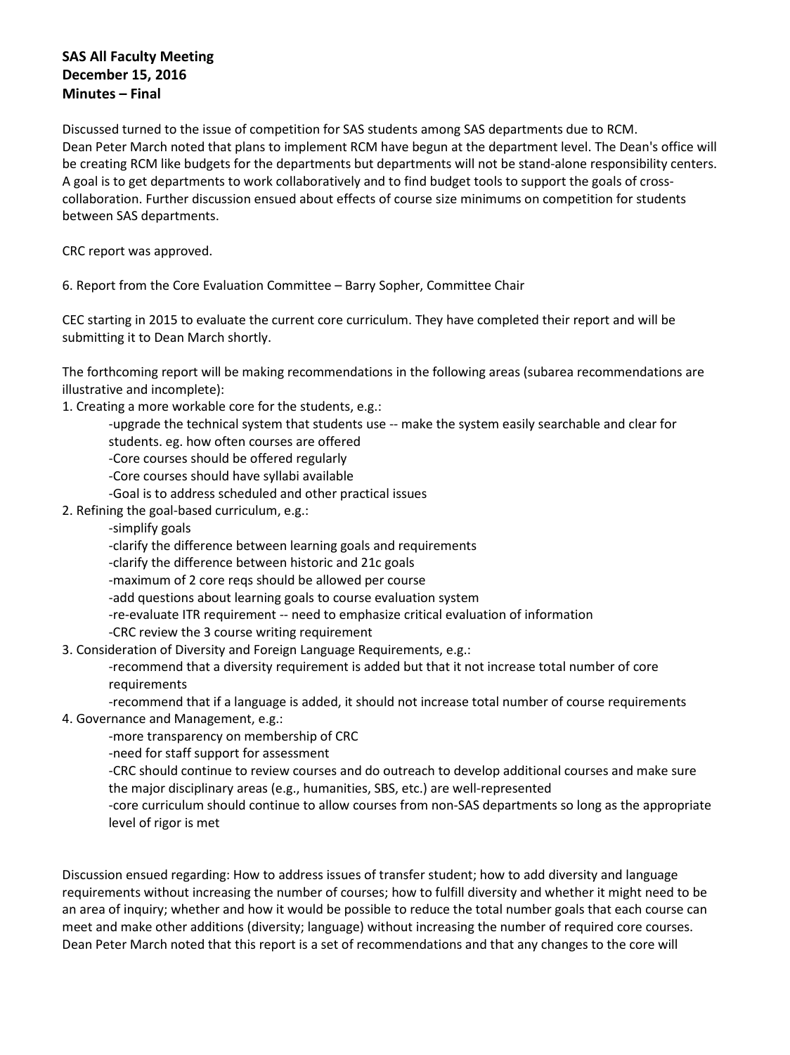**SAS All Faculty Meeting**
**December 15, 2016**
**Minutes – Final**

Discussed turned to the issue of competition for SAS students among SAS departments due to RCM. Dean Peter March noted that plans to implement RCM have begun at the department level. The Dean's office will be creating RCM like budgets for the departments but departments will not be stand-alone responsibility centers. A goal is to get departments to work collaboratively and to find budget tools to support the goals of cross-collaboration. Further discussion ensued about effects of course size minimums on competition for students between SAS departments.

CRC report was approved.

6. Report from the Core Evaluation Committee – Barry Sopher, Committee Chair

CEC starting in 2015 to evaluate the current core curriculum. They have completed their report and will be submitting it to Dean March shortly.

The forthcoming report will be making recommendations in the following areas (subarea recommendations are illustrative and incomplete):

1. Creating a more workable core for the students, e.g.:
   - upgrade the technical system that students use -- make the system easily searchable and clear for students. eg. how often courses are offered
   - Core courses should be offered regularly
   - Core courses should have syllabi available
   - Goal is to address scheduled and other practical issues
2. Refining the goal-based curriculum, e.g.:
   - simplify goals
   - clarify the difference between learning goals and requirements
   - clarify the difference between historic and 21c goals
   - maximum of 2 core reqs should be allowed per course
   - add questions about learning goals to course evaluation system
   - re-evaluate ITR requirement -- need to emphasize critical evaluation of information
   - CRC review the 3 course writing requirement
3. Consideration of Diversity and Foreign Language Requirements, e.g.:
   - recommend that a diversity requirement is added but that it not increase total number of core requirements
   - recommend that if a language is added, it should not increase total number of course requirements
4. Governance and Management, e.g.:
   - more transparency on membership of CRC
   - need for staff support for assessment
   - CRC should continue to review courses and do outreach to develop additional courses and make sure the major disciplinary areas (e.g., humanities, SBS, etc.) are well-represented
   - core curriculum should continue to allow courses from non-SAS departments so long as the appropriate level of rigor is met

Discussion ensued regarding: How to address issues of transfer student; how to add diversity and language requirements without increasing the number of courses; how to fulfill diversity and whether it might need to be an area of inquiry; whether and how it would be possible to reduce the total number goals that each course can meet and make other additions (diversity; language) without increasing the number of required core courses. Dean Peter March noted that this report is a set of recommendations and that any changes to the core will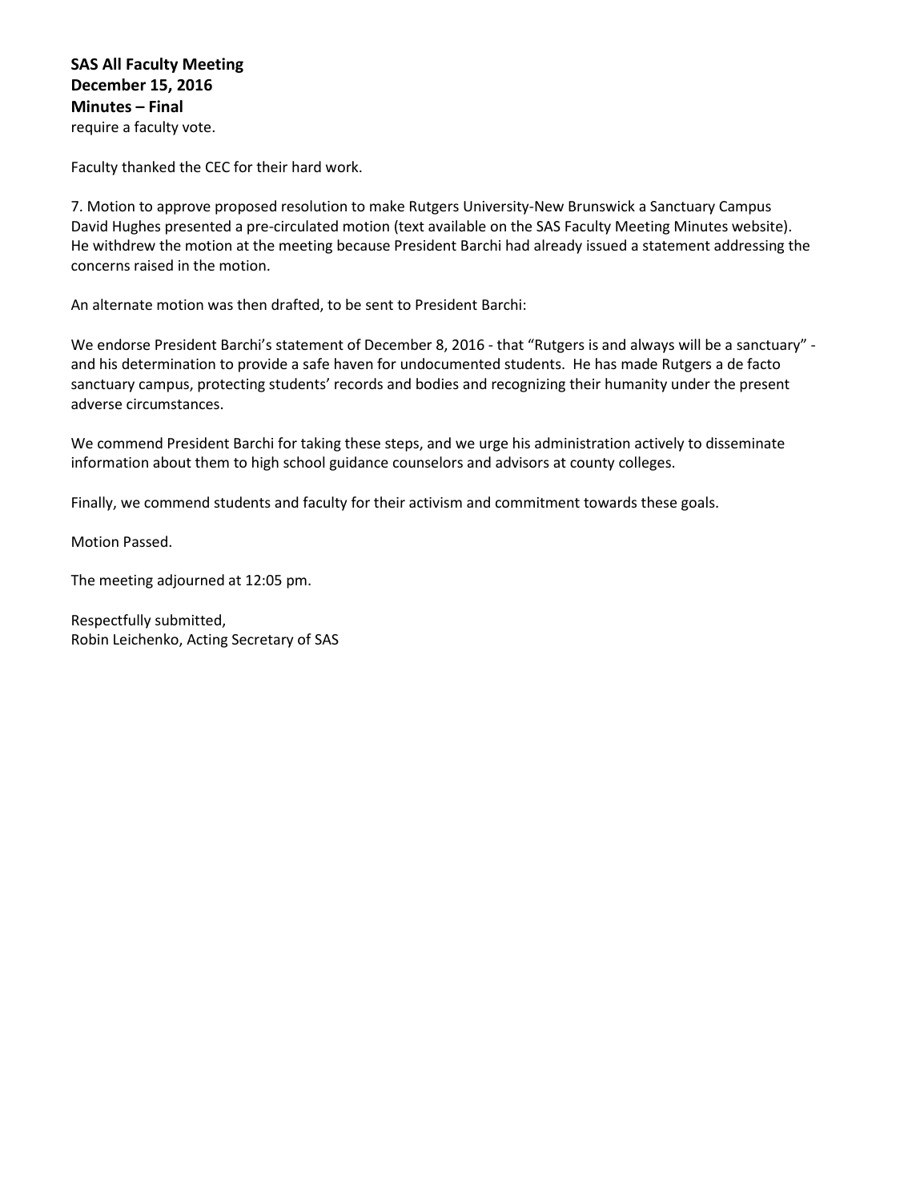require a faculty vote.

Faculty thanked the CEC for their hard work.

7. Motion to approve proposed resolution to make Rutgers University-New Brunswick a Sanctuary Campus
David Hughes presented a pre-circulated motion (text available on the SAS Faculty Meeting Minutes website). He withdrew the motion at the meeting because President Barchi had already issued a statement addressing the concerns raised in the motion.

An alternate motion was then drafted, to be sent to President Barchi:

We endorse President Barchi's statement of December 8, 2016 - that "Rutgers is and always will be a sanctuary" - and his determination to provide a safe haven for undocumented students. He has made Rutgers a de facto sanctuary campus, protecting students' records and bodies and recognizing their humanity under the present adverse circumstances.

We commend President Barchi for taking these steps, and we urge his administration actively to disseminate information about them to high school guidance counselors and advisors at county colleges.

Finally, we commend students and faculty for their activism and commitment towards these goals.

Motion Passed.

The meeting adjourned at 12:05 pm.

Respectfully submitted,
Robin Leichenko, Acting Secretary of SAS